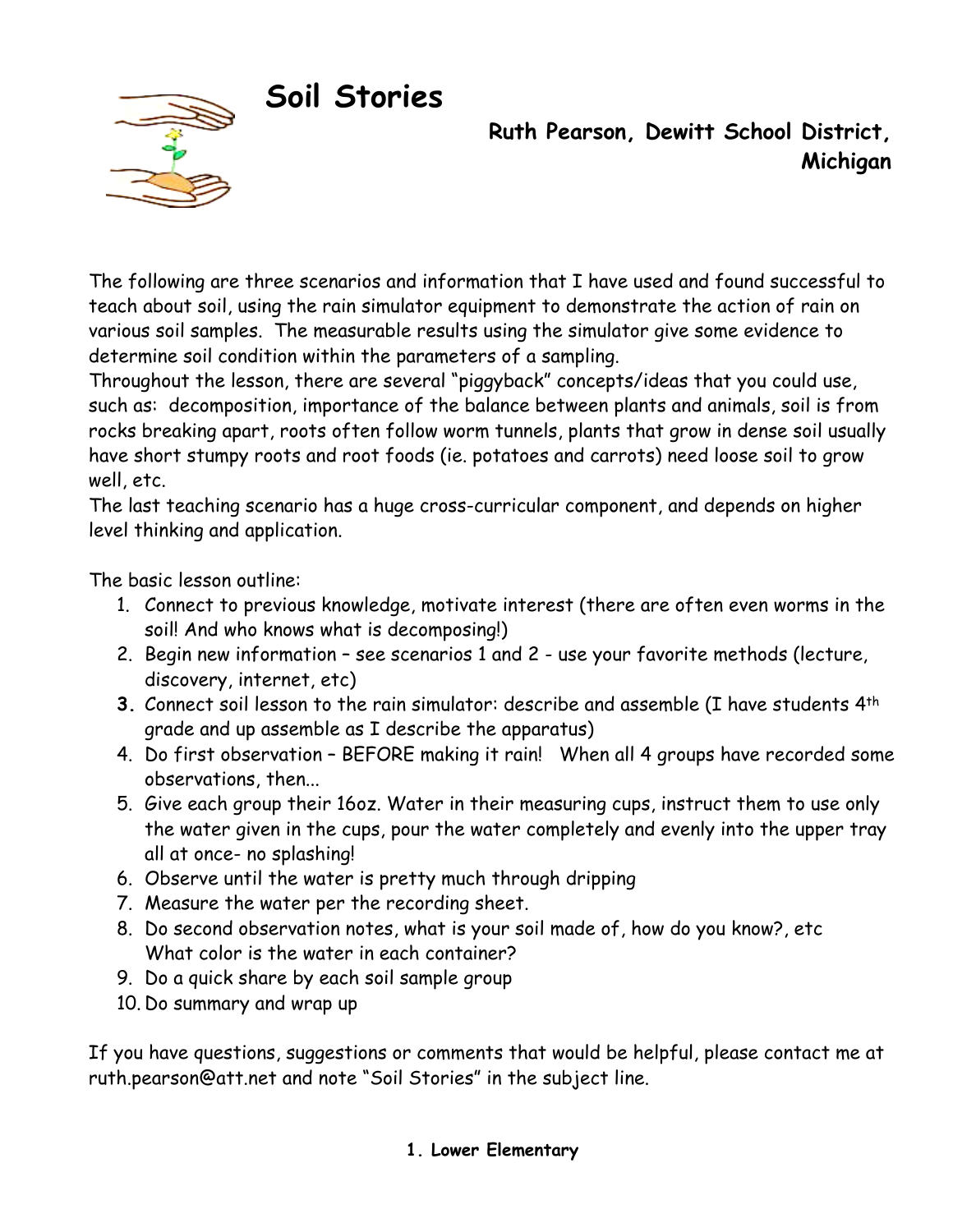# Soil Stories

**Ruth Pearson, Dewitt School District, Michigan**

The following are three scenarios and information that I have used and found successful to teach about soil, using the rain simulator equipment to demonstrate the action of rain on various soil samples. The measurable results using the simulator give some evidence to determine soil condition within the parameters of a sampling.

Throughout the lesson, there are several "piggyback" concepts/ideas that you could use, such as: decomposition, importance of the balance between plants and animals, soil is from rocks breaking apart, roots often follow worm tunnels, plants that grow in dense soil usually have short stumpy roots and root foods (ie. potatoes and carrots) need loose soil to grow well, etc.

The last teaching scenario has a huge cross-curricular component, and depends on higher level thinking and application.

The basic lesson outline:

1. Connect to previous knowledge, motivate interest (there are often even worms in the soil! And who knows what is decomposing!)
2. Begin new information – see scenarios 1 and 2 - use your favorite methods (lecture, discovery, internet, etc)
3. Connect soil lesson to the rain simulator: describe and assemble (I have students 4th grade and up assemble as I describe the apparatus)
4. Do first observation – BEFORE making it rain! When all 4 groups have recorded some observations, then...
5. Give each group their 16oz. Water in their measuring cups, instruct them to use only the water given in the cups, pour the water completely and evenly into the upper tray all at once- no splashing!
6. Observe until the water is pretty much through dripping
7. Measure the water per the recording sheet.
8. Do second observation notes, what is your soil made of, how do you know?, etc  
   What color is the water in each container?
9. Do a quick share by each soil sample group
10. Do summary and wrap up

If you have questions, suggestions or comments that would be helpful, please contact me at ruth.pearson@att.net and note "Soil Stories" in the subject line.

**1. Lower Elementary**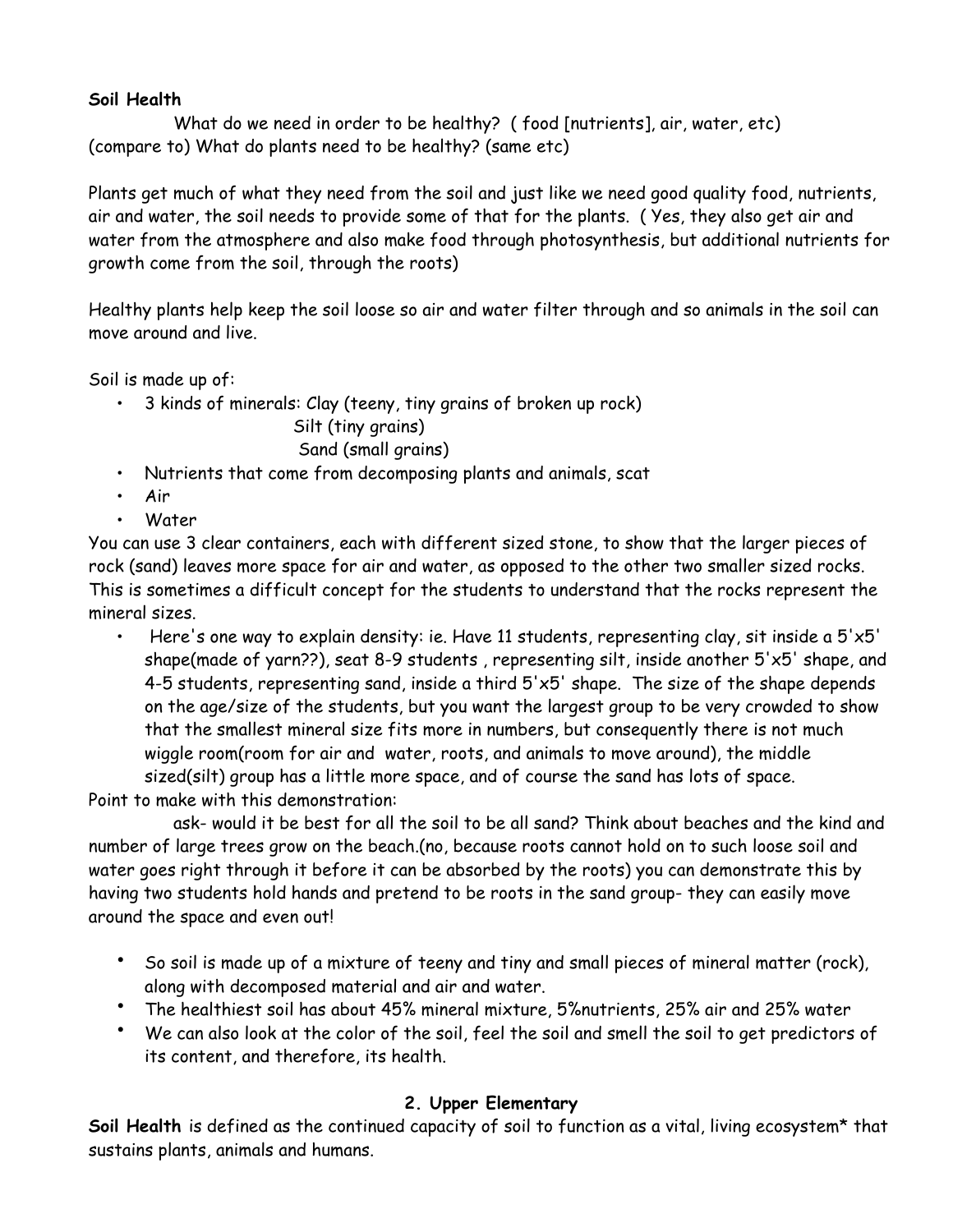**Soil Health**

What do we need in order to be healthy? ( food [nutrients], air, water, etc) (compare to) What do plants need to be healthy? (same etc)

Plants get much of what they need from the soil and just like we need good quality food, nutrients, air and water, the soil needs to provide some of that for the plants. ( Yes, they also get air and water from the atmosphere and also make food through photosynthesis, but additional nutrients for growth come from the soil, through the roots)

Healthy plants help keep the soil loose so air and water filter through and so animals in the soil can move around and live.

Soil is made up of:

- 3 kinds of minerals: Clay (teeny, tiny grains of broken up rock)
  Silt (tiny grains)
  Sand (small grains)
- Nutrients that come from decomposing plants and animals, scat
- Air
- Water

You can use 3 clear containers, each with different sized stone, to show that the larger pieces of rock (sand) leaves more space for air and water, as opposed to the other two smaller sized rocks. This is sometimes a difficult concept for the students to understand that the rocks represent the mineral sizes.

- Here's one way to explain density: ie. Have 11 students, representing clay, sit inside a 5'x5' shape(made of yarn??), seat 8-9 students , representing silt, inside another 5'x5' shape, and 4-5 students, representing sand, inside a third 5'x5' shape. The size of the shape depends on the age/size of the students, but you want the largest group to be very crowded to show that the smallest mineral size fits more in numbers, but consequently there is not much wiggle room(room for air and water, roots, and animals to move around), the middle sized(silt) group has a little more space, and of course the sand has lots of space.

Point to make with this demonstration:

ask- would it be best for all the soil to be all sand? Think about beaches and the kind and number of large trees grow on the beach.(no, because roots cannot hold on to such loose soil and water goes right through it before it can be absorbed by the roots) you can demonstrate this by having two students hold hands and pretend to be roots in the sand group- they can easily move around the space and even out!

- So soil is made up of a mixture of teeny and tiny and small pieces of mineral matter (rock), along with decomposed material and air and water.
- The healthiest soil has about 45% mineral mixture, 5%nutrients, 25% air and 25% water
- We can also look at the color of the soil, feel the soil and smell the soil to get predictors of its content, and therefore, its health.

## 2. Upper Elementary

**Soil Health** is defined as the continued capacity of soil to function as a vital, living ecosystem* that sustains plants, animals and humans.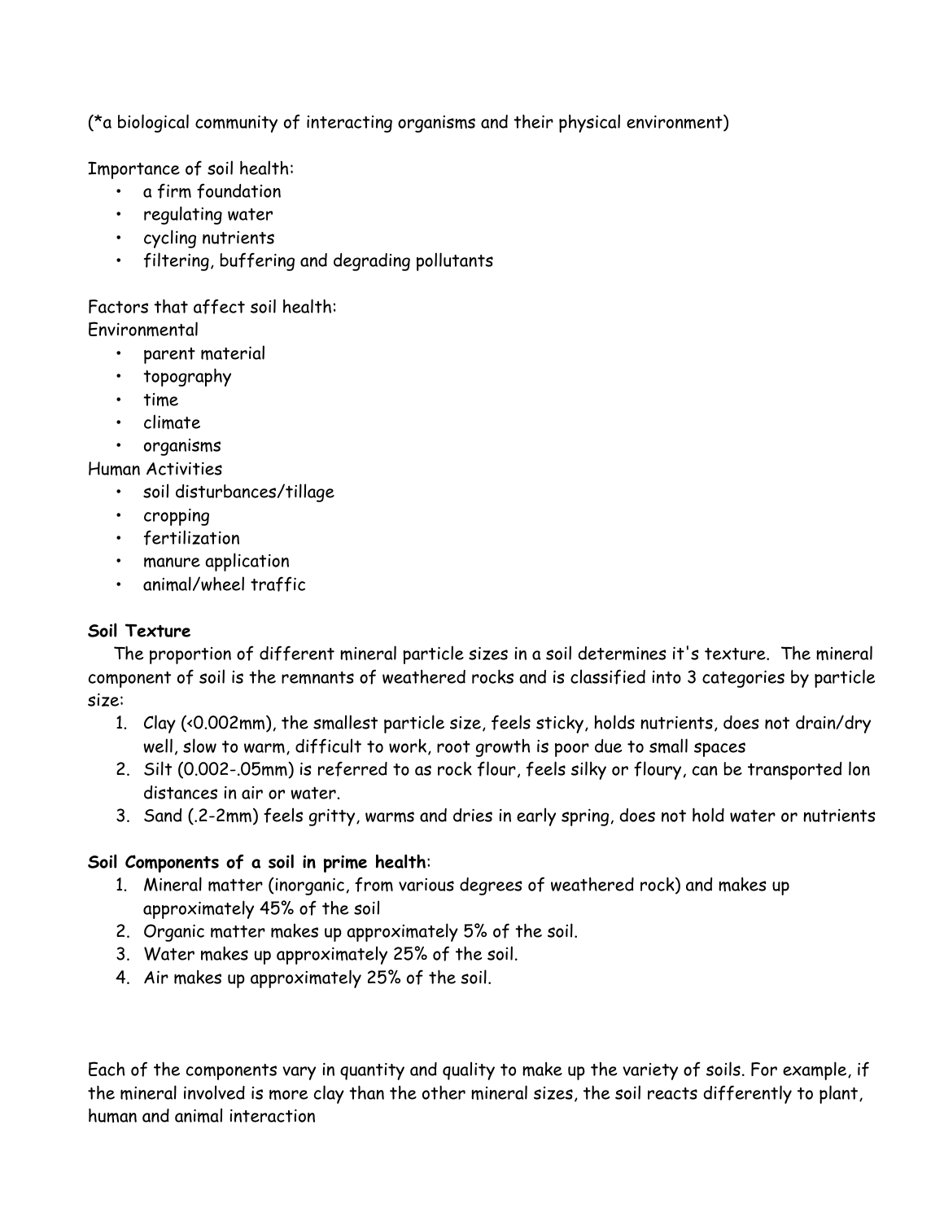(*a biological community of interacting organisms and their physical environment)

Importance of soil health:

- a firm foundation
- regulating water
- cycling nutrients
- filtering, buffering and degrading pollutants

Factors that affect soil health:

Environmental

- parent material
- topography
- time
- climate
- organisms

Human Activities

- soil disturbances/tillage
- cropping
- fertilization
- manure application
- animal/wheel traffic

**Soil Texture**

The proportion of different mineral particle sizes in a soil determines it's texture. The mineral component of soil is the remnants of weathered rocks and is classified into 3 categories by particle size:

1. Clay (<0.002mm), the smallest particle size, feels sticky, holds nutrients, does not drain/dry well, slow to warm, difficult to work, root growth is poor due to small spaces
2. Silt (0.002-.05mm) is referred to as rock flour, feels silky or floury, can be transported lon distances in air or water.
3. Sand (.2-2mm) feels gritty, warms and dries in early spring, does not hold water or nutrients

**Soil Components of a soil in prime health**:

1. Mineral matter (inorganic, from various degrees of weathered rock) and makes up approximately 45% of the soil
2. Organic matter makes up approximately 5% of the soil.
3. Water makes up approximately 25% of the soil.
4. Air makes up approximately 25% of the soil.

Each of the components vary in quantity and quality to make up the variety of soils. For example, if the mineral involved is more clay than the other mineral sizes, the soil reacts differently to plant, human and animal interaction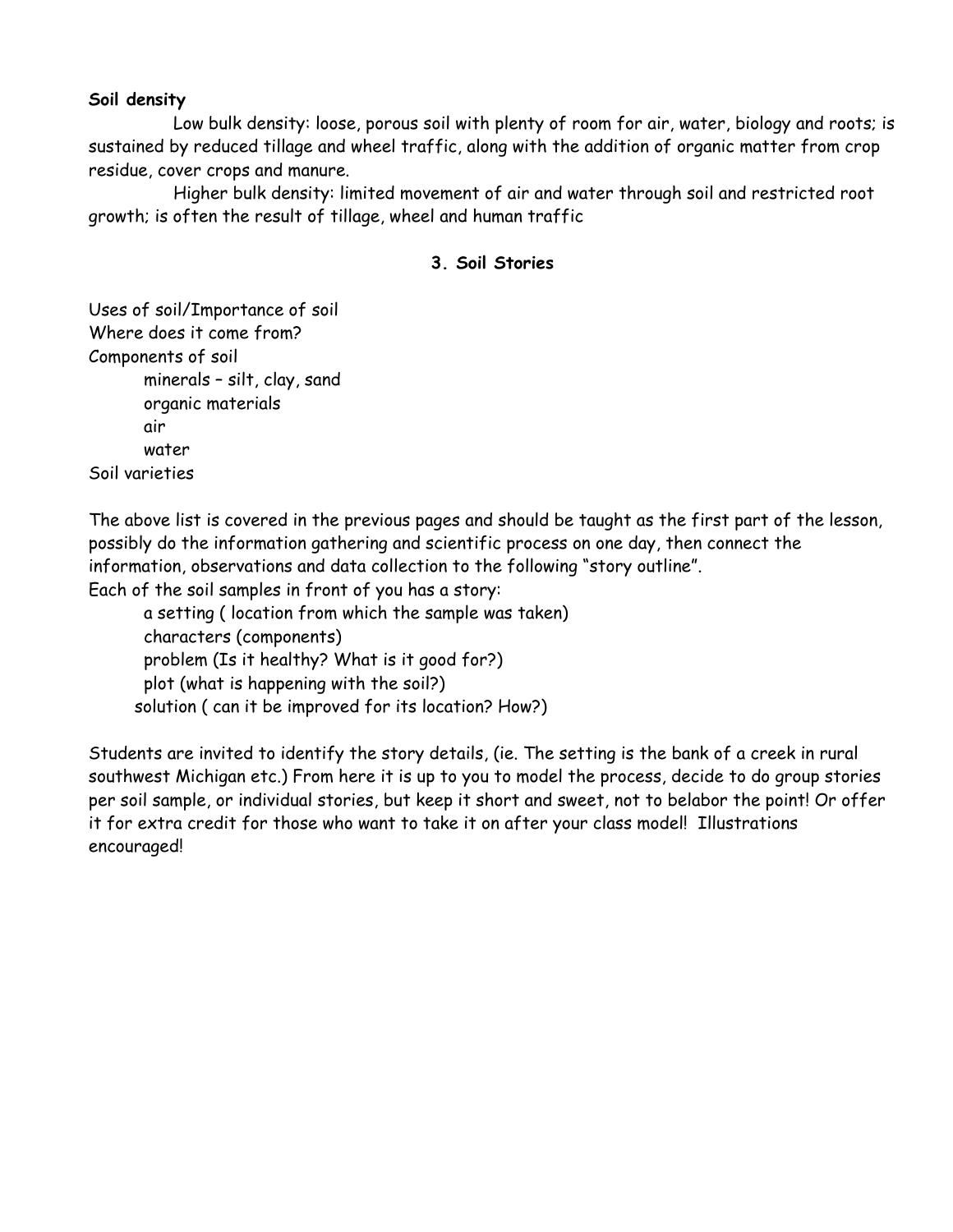**Soil density**

Low bulk density: loose, porous soil with plenty of room for air, water, biology and roots; is sustained by reduced tillage and wheel traffic, along with the addition of organic matter from crop residue, cover crops and manure.

Higher bulk density: limited movement of air and water through soil and restricted root growth; is often the result of tillage, wheel and human traffic

## 3. Soil Stories

Uses of soil/Importance of soil
Where does it come from?
Components of soil
- minerals – silt, clay, sand
- organic materials
- air
- water

Soil varieties

The above list is covered in the previous pages and should be taught as the first part of the lesson, possibly do the information gathering and scientific process on one day, then connect the information, observations and data collection to the following "story outline".
Each of the soil samples in front of you has a story:
- a setting ( location from which the sample was taken)
- characters (components)
- problem (Is it healthy? What is it good for?)
- plot (what is happening with the soil?)
- solution ( can it be improved for its location? How?)

Students are invited to identify the story details, (ie. The setting is the bank of a creek in rural southwest Michigan etc.) From here it is up to you to model the process, decide to do group stories per soil sample, or individual stories, but keep it short and sweet, not to belabor the point! Or offer it for extra credit for those who want to take it on after your class model! Illustrations encouraged!